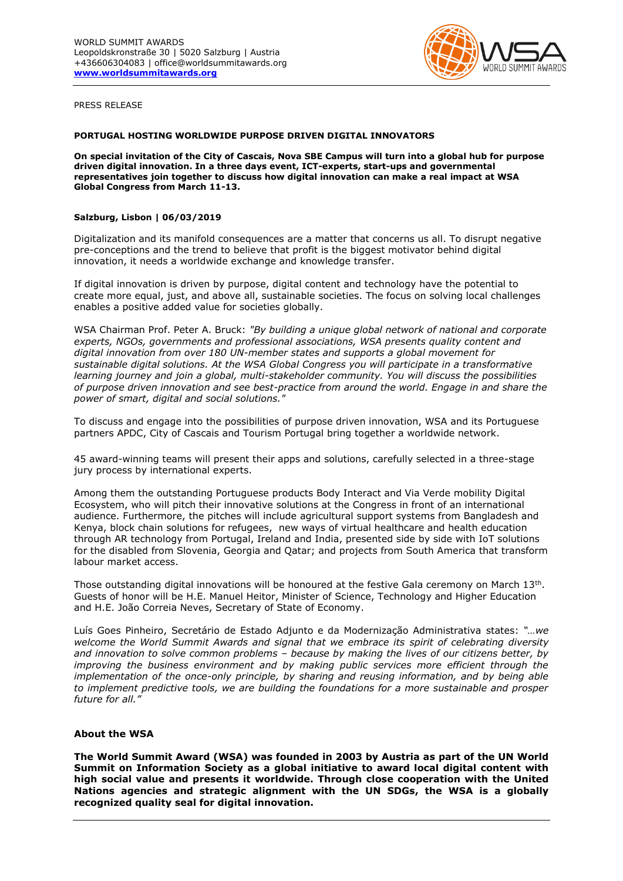WORLD SUMMIT AWARDS
Leopoldskronstraße 30 | 5020 Salzburg | Austria
+436606304083 | office@worldsummitawards.org
**www.worldsummitawards.org**

PRESS RELEASE

**PORTUGAL HOSTING WORLDWIDE PURPOSE DRIVEN DIGITAL INNOVATORS**

**On special invitation of the City of Cascais, Nova SBE Campus will turn into a global hub for purpose driven digital innovation. In a three days event, ICT-experts, start-ups and governmental representatives join together to discuss how digital innovation can make a real impact at WSA Global Congress from March 11-13.**

**Salzburg, Lisbon | 06/03/2019**

Digitalization and its manifold consequences are a matter that concerns us all. To disrupt negative pre-conceptions and the trend to believe that profit is the biggest motivator behind digital innovation, it needs a worldwide exchange and knowledge transfer.

If digital innovation is driven by purpose, digital content and technology have the potential to create more equal, just, and above all, sustainable societies. The focus on solving local challenges enables a positive added value for societies globally.

WSA Chairman Prof. Peter A. Bruck: *"By building a unique global network of national and corporate experts, NGOs, governments and professional associations, WSA presents quality content and digital innovation from over 180 UN-member states and supports a global movement for sustainable digital solutions. At the WSA Global Congress you will participate in a transformative learning journey and join a global, multi-stakeholder community. You will discuss the possibilities of purpose driven innovation and see best-practice from around the world. Engage in and share the power of smart, digital and social solutions."*

To discuss and engage into the possibilities of purpose driven innovation, WSA and its Portuguese partners APDC, City of Cascais and Tourism Portugal bring together a worldwide network.

45 award-winning teams will present their apps and solutions, carefully selected in a three-stage jury process by international experts.

Among them the outstanding Portuguese products Body Interact and Via Verde mobility Digital Ecosystem, who will pitch their innovative solutions at the Congress in front of an international audience. Furthermore, the pitches will include agricultural support systems from Bangladesh and Kenya, block chain solutions for refugees, new ways of virtual healthcare and health education through AR technology from Portugal, Ireland and India, presented side by side with IoT solutions for the disabled from Slovenia, Georgia and Qatar; and projects from South America that transform labour market access.

Those outstanding digital innovations will be honoured at the festive Gala ceremony on March 13th. Guests of honor will be H.E. Manuel Heitor, Minister of Science, Technology and Higher Education and H.E. João Correia Neves, Secretary of State of Economy.

Luís Goes Pinheiro, Secretário de Estado Adjunto e da Modernização Administrativa states: *"…we welcome the World Summit Awards and signal that we embrace its spirit of celebrating diversity and innovation to solve common problems – because by making the lives of our citizens better, by improving the business environment and by making public services more efficient through the implementation of the once-only principle, by sharing and reusing information, and by being able to implement predictive tools, we are building the foundations for a more sustainable and prosper future for all."*

**About the WSA**

**The World Summit Award (WSA) was founded in 2003 by Austria as part of the UN World Summit on Information Society as a global initiative to award local digital content with high social value and presents it worldwide. Through close cooperation with the United Nations agencies and strategic alignment with the UN SDGs, the WSA is a globally recognized quality seal for digital innovation.**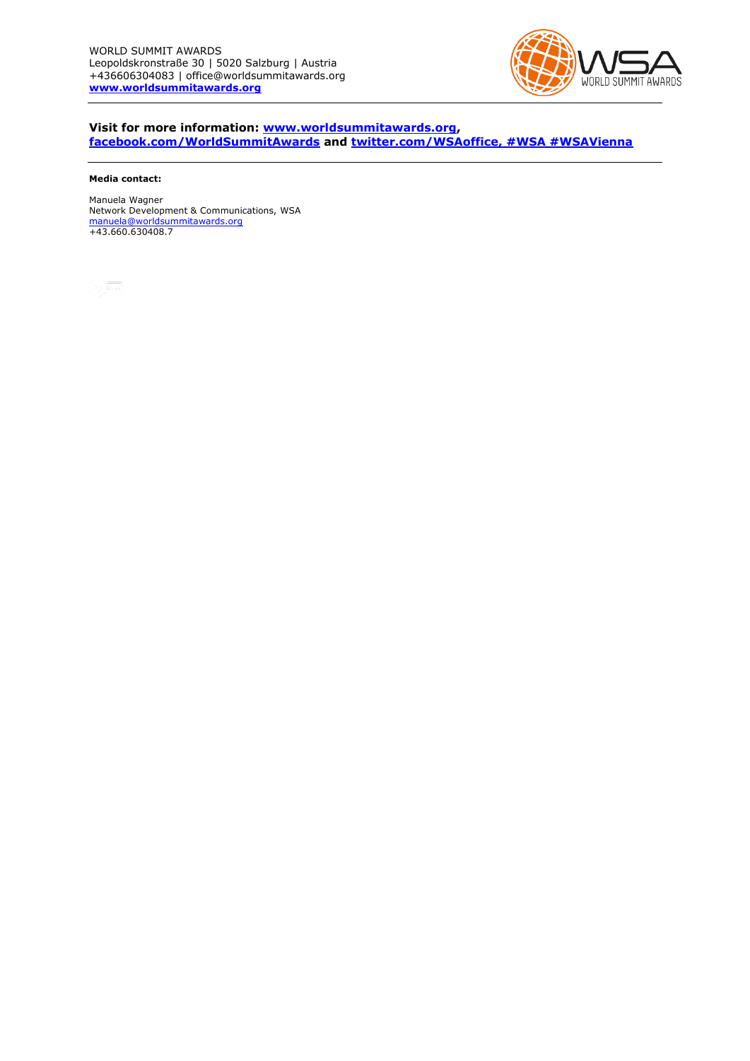WORLD SUMMIT AWARDS
Leopoldskronstraße 30 | 5020 Salzburg | Austria
+436606304083 | office@worldsummitawards.org
**www.worldsummitawards.org**

---

**Visit for more information: www.worldsummitawards.org, facebook.com/WorldSummitAwards and twitter.com/WSAoffice, #WSA #WSAVienna**

---

**Media contact:**

Manuela Wagner
Network Development & Communications, WSA
manuela@worldsummitawards.org
+43.660.630408.7